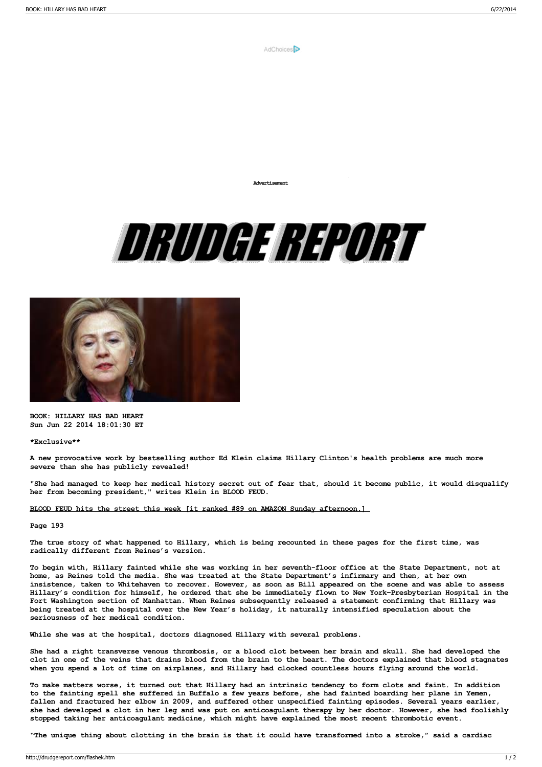AdChoices

Advertisement

# DRUDGE REPORT

**BOOK: HILLARY HAS BAD HEART**
**Sun Jun 22 2014 18:01:30 ET**

***Exclusive****

**A new provocative work by bestselling author Ed Klein claims Hillary Clinton's health problems are much more severe than she has publicly revealed!**

**"She had managed to keep her medical history secret out of fear that, should it become public, it would disqualify her from becoming president," writes Klein in BLOOD FEUD.**

**BLOOD FEUD hits the street this week [it ranked #89 on AMAZON Sunday afternoon.]**

**Page 193**

**The true story of what happened to Hillary, which is being recounted in these pages for the first time, was radically different from Reines's version.**

**To begin with, Hillary fainted while she was working in her seventh-floor office at the State Department, not at home, as Reines told the media. She was treated at the State Department's infirmary and then, at her own insistence, taken to Whitehaven to recover. However, as soon as Bill appeared on the scene and was able to assess Hillary's condition for himself, he ordered that she be immediately flown to New York-Presbyterian Hospital in the Fort Washington section of Manhattan. When Reines subsequently released a statement confirming that Hillary was being treated at the hospital over the New Year's holiday, it naturally intensified speculation about the seriousness of her medical condition.**

**While she was at the hospital, doctors diagnosed Hillary with several problems.**

**She had a right transverse venous thrombosis, or a blood clot between her brain and skull. She had developed the clot in one of the veins that drains blood from the brain to the heart. The doctors explained that blood stagnates when you spend a lot of time on airplanes, and Hillary had clocked countless hours flying around the world.**

**To make matters worse, it turned out that Hillary had an intrinsic tendency to form clots and faint. In addition to the fainting spell she suffered in Buffalo a few years before, she had fainted boarding her plane in Yemen, fallen and fractured her elbow in 2009, and suffered other unspecified fainting episodes. Several years earlier, she had developed a clot in her leg and was put on anticoagulant therapy by her doctor. However, she had foolishly stopped taking her anticoagulant medicine, which might have explained the most recent thrombotic event.**

**"The unique thing about clotting in the brain is that it could have transformed into a stroke," said a cardiac**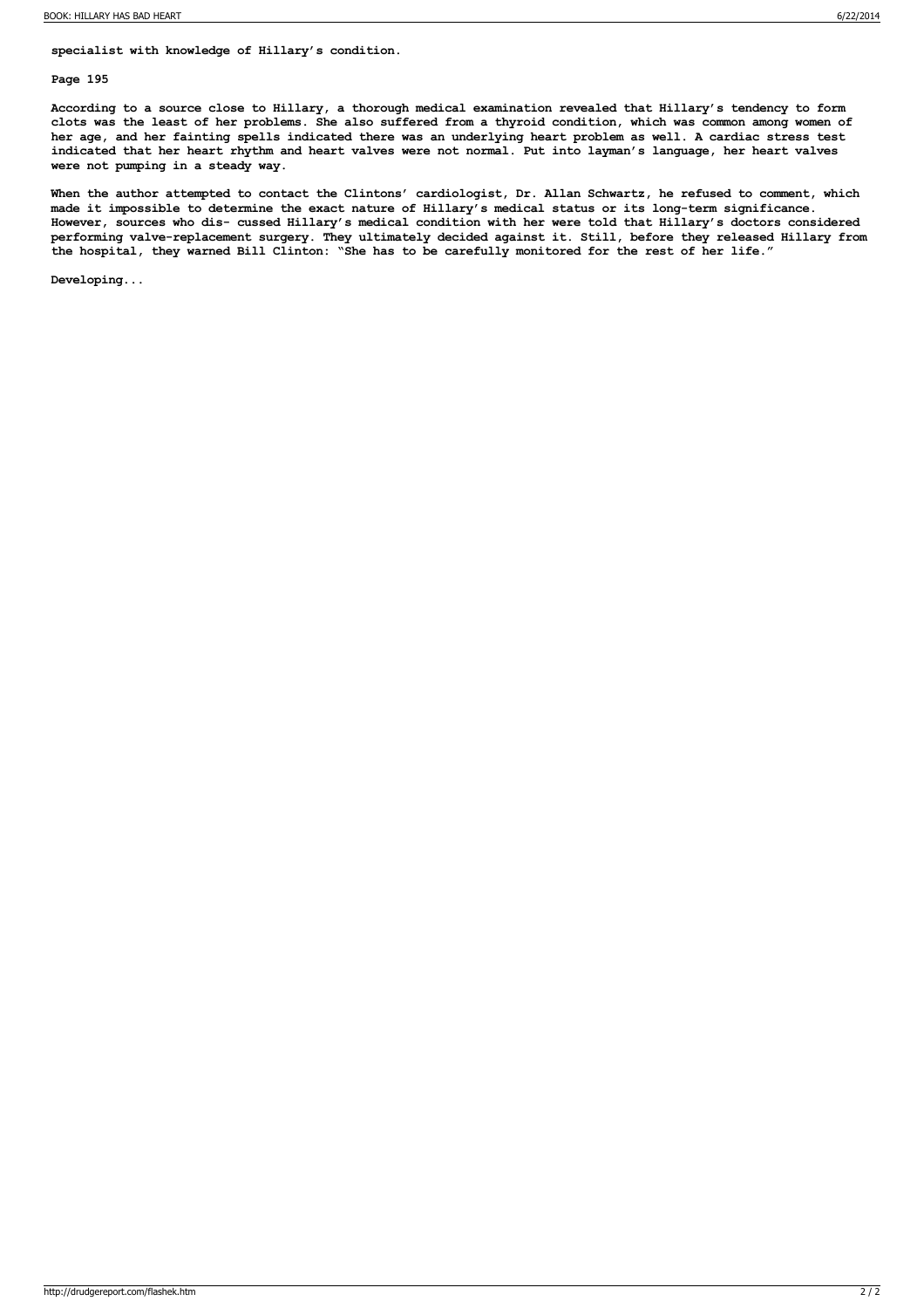**specialist with knowledge of Hillary's condition.**

**Page 195**

**According to a source close to Hillary, a thorough medical examination revealed that Hillary's tendency to form clots was the least of her problems. She also suffered from a thyroid condition, which was common among women of her age, and her fainting spells indicated there was an underlying heart problem as well. A cardiac stress test indicated that her heart rhythm and heart valves were not normal. Put into layman's language, her heart valves were not pumping in a steady way.**

**When the author attempted to contact the Clintons' cardiologist, Dr. Allan Schwartz, he refused to comment, which made it impossible to determine the exact nature of Hillary's medical status or its long-term significance. However, sources who dis- cussed Hillary's medical condition with her were told that Hillary's doctors considered performing valve-replacement surgery. They ultimately decided against it. Still, before they released Hillary from the hospital, they warned Bill Clinton: "She has to be carefully monitored for the rest of her life."**

**Developing...**